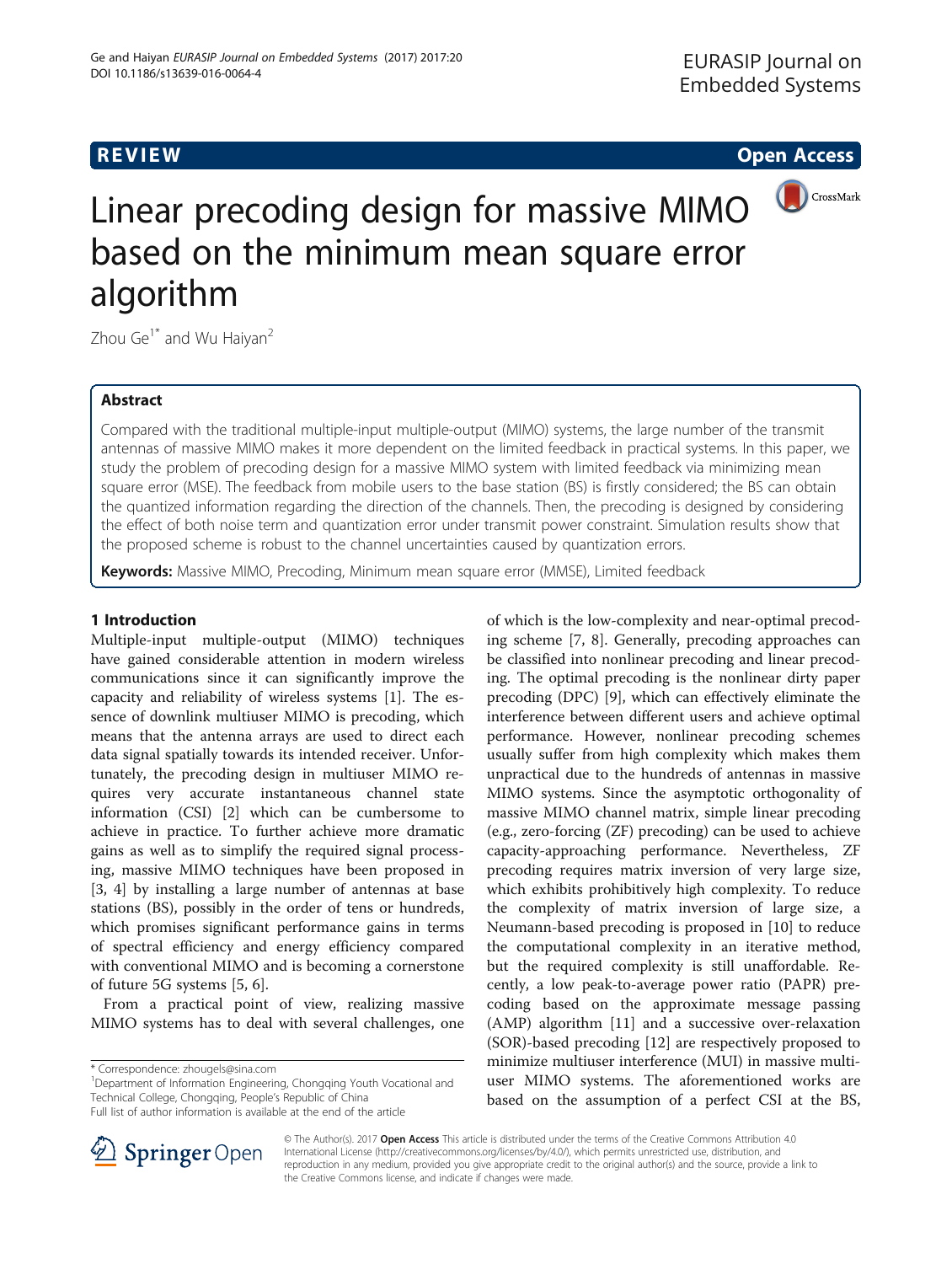REVIEW Open Access

# Linear precoding design for massive MIMO based on the minimum mean square error algorithm

Zhou Ge[1*] and Wu Haiyan[2]

## Abstract

Compared with the traditional multiple-input multiple-output (MIMO) systems, the large number of the transmit antennas of massive MIMO makes it more dependent on the limited feedback in practical systems. In this paper, we study the problem of precoding design for a massive MIMO system with limited feedback via minimizing mean square error (MSE). The feedback from mobile users to the base station (BS) is firstly considered; the BS can obtain the quantized information regarding the direction of the channels. Then, the precoding is designed by considering the effect of both noise term and quantization error under transmit power constraint. Simulation results show that the proposed scheme is robust to the channel uncertainties caused by quantization errors.

**Keywords:** Massive MIMO, Precoding, Minimum mean square error (MMSE), Limited feedback

## 1 Introduction

Multiple-input multiple-output (MIMO) techniques have gained considerable attention in modern wireless communications since it can significantly improve the capacity and reliability of wireless systems [1]. The essence of downlink multiuser MIMO is precoding, which means that the antenna arrays are used to direct each data signal spatially towards its intended receiver. Unfortunately, the precoding design in multiuser MIMO requires very accurate instantaneous channel state information (CSI) [2] which can be cumbersome to achieve in practice. To further achieve more dramatic gains as well as to simplify the required signal processing, massive MIMO techniques have been proposed in [3, 4] by installing a large number of antennas at base stations (BS), possibly in the order of tens or hundreds, which promises significant performance gains in terms of spectral efficiency and energy efficiency compared with conventional MIMO and is becoming a cornerstone of future 5G systems [5, 6].

From a practical point of view, realizing massive MIMO systems has to deal with several challenges, one of which is the low-complexity and near-optimal precoding scheme [7, 8]. Generally, precoding approaches can be classified into nonlinear precoding and linear precoding. The optimal precoding is the nonlinear dirty paper precoding (DPC) [9], which can effectively eliminate the interference between different users and achieve optimal performance. However, nonlinear precoding schemes usually suffer from high complexity which makes them unpractical due to the hundreds of antennas in massive MIMO systems. Since the asymptotic orthogonality of massive MIMO channel matrix, simple linear precoding (e.g., zero-forcing (ZF) precoding) can be used to achieve capacity-approaching performance. Nevertheless, ZF precoding requires matrix inversion of very large size, which exhibits prohibitively high complexity. To reduce the complexity of matrix inversion of large size, a Neumann-based precoding is proposed in [10] to reduce the computational complexity in an iterative method, but the required complexity is still unaffordable. Recently, a low peak-to-average power ratio (PAPR) precoding based on the approximate message passing (AMP) algorithm [11] and a successive over-relaxation (SOR)-based precoding [12] are respectively proposed to minimize multiuser interference (MUI) in massive multiuser MIMO systems. The aforementioned works are based on the assumption of a perfect CSI at the BS,

* Correspondence: zhougels@sina.com
[1]Department of Information Engineering, Chongqing Youth Vocational and Technical College, Chongqing, People's Republic of China
Full list of author information is available at the end of the article

© The Author(s). 2017 **Open Access** This article is distributed under the terms of the Creative Commons Attribution 4.0 International License (http://creativecommons.org/licenses/by/4.0/), which permits unrestricted use, distribution, and reproduction in any medium, provided you give appropriate credit to the original author(s) and the source, provide a link to the Creative Commons license, and indicate if changes were made.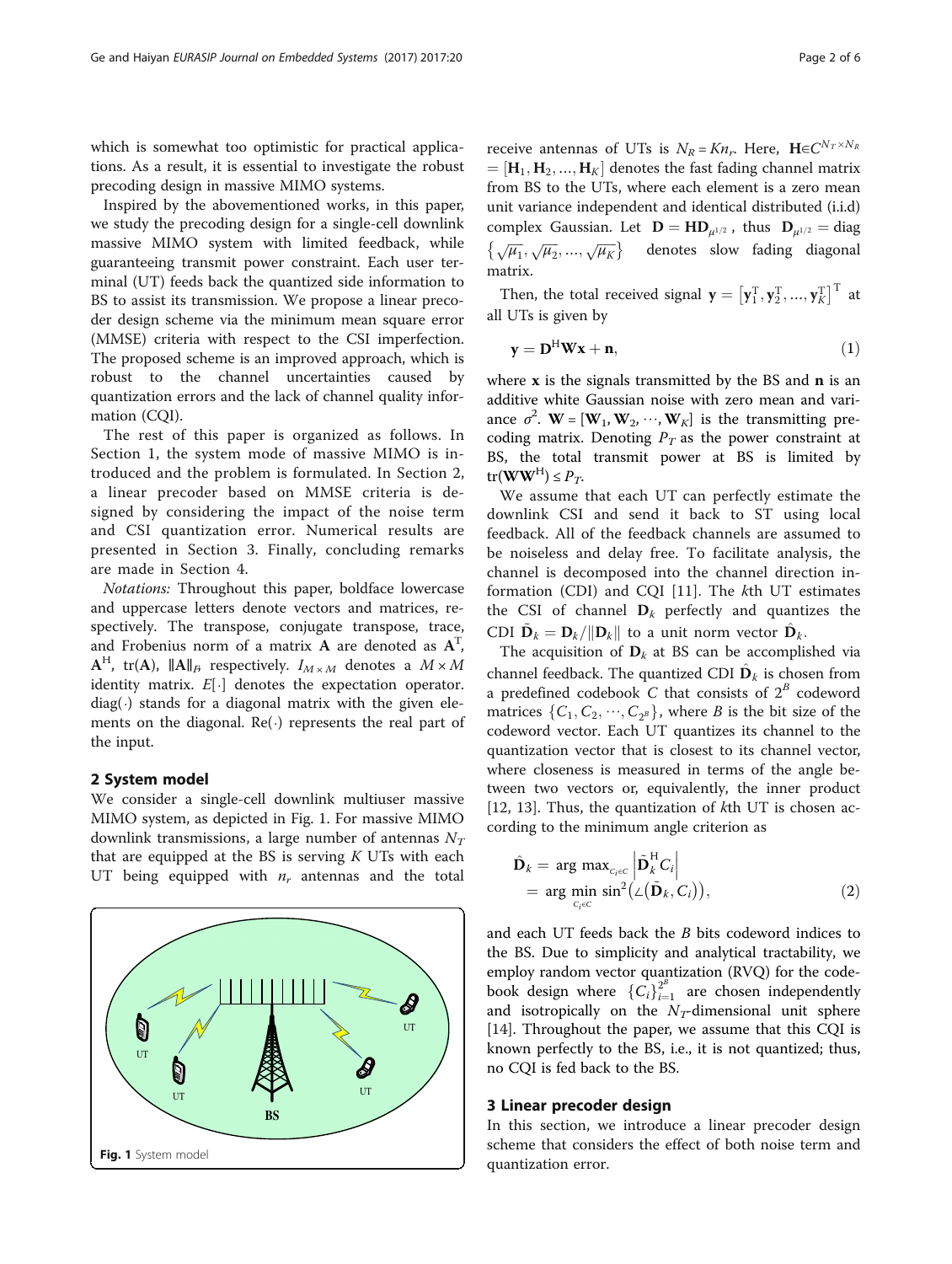which is somewhat too optimistic for practical applications. As a result, it is essential to investigate the robust precoding design in massive MIMO systems.

Inspired by the abovementioned works, in this paper, we study the precoding design for a single-cell downlink massive MIMO system with limited feedback, while guaranteeing transmit power constraint. Each user terminal (UT) feeds back the quantized side information to BS to assist its transmission. We propose a linear precoder design scheme via the minimum mean square error (MMSE) criteria with respect to the CSI imperfection. The proposed scheme is an improved approach, which is robust to the channel uncertainties caused by quantization errors and the lack of channel quality information (CQI).

The rest of this paper is organized as follows. In Section 1, the system mode of massive MIMO is introduced and the problem is formulated. In Section 2, a linear precoder based on MMSE criteria is designed by considering the impact of the noise term and CSI quantization error. Numerical results are presented in Section 3. Finally, concluding remarks are made in Section 4.

*Notations:* Throughout this paper, boldface lowercase and uppercase letters denote vectors and matrices, respectively. The transpose, conjugate transpose, trace, and Frobenius norm of a matrix $\mathbf{A}$ are denoted as $\mathbf{A}^{\mathrm{T}}$, $\mathbf{A}^{\mathrm{H}}$, $\mathrm{tr}(\mathbf{A})$, $\|\mathbf{A}\|_F$ respectively. $I_{M\times M}$ denotes a $M\times M$ identity matrix. $E[\cdot]$ denotes the expectation operator. $\mathrm{diag}(\cdot)$ stands for a diagonal matrix with the given elements on the diagonal. $\mathrm{Re}(\cdot)$ represents the real part of the input.

## 2 System model

We consider a single-cell downlink multiuser massive MIMO system, as depicted in Fig. 1. For massive MIMO downlink transmissions, a large number of antennas $N_T$ that are equipped at the BS is serving $K$ UTs with each UT being equipped with $n_r$ antennas and the total receive antennas of UTs is $N_R = Kn_r$. Here, $\mathbf{H}\in C^{N_T\times N_R} = [\mathbf{H}_1, \mathbf{H}_2, \ldots, \mathbf{H}_K]$ denotes the fast fading channel matrix from BS to the UTs, where each element is a zero mean unit variance independent and identical distributed (i.i.d) complex Gaussian. Let $\mathbf{D} = \mathbf{H}\mathbf{D}_{\mu^{1/2}}$, thus $\mathbf{D}_{\mu^{1/2}} = \mathrm{diag}\left\{\sqrt{\mu_1}, \sqrt{\mu_2}, \ldots, \sqrt{\mu_K}\right\}$ denotes slow fading diagonal matrix.

Fig. 1 System model

Then, the total received signal $\mathbf{y} = \left[\mathbf{y}_1^{\mathrm{T}}, \mathbf{y}_2^{\mathrm{T}}, \ldots, \mathbf{y}_K^{\mathrm{T}}\right]^{\mathrm{T}}$ at all UTs is given by

$$\mathbf{y} = \mathbf{D}^{\mathrm{H}}\mathbf{W}\mathbf{x} + \mathbf{n}, \tag{1}$$

where $\mathbf{x}$ is the signals transmitted by the BS and $\mathbf{n}$ is an additive white Gaussian noise with zero mean and variance $\sigma^2$. $\mathbf{W} = [\mathbf{W}_1, \mathbf{W}_2, \cdots, \mathbf{W}_K]$ is the transmitting precoding matrix. Denoting $P_T$ as the power constraint at BS, the total transmit power at BS is limited by $\mathrm{tr}(\mathbf{W}\mathbf{W}^{\mathrm{H}}) \le P_T$.

We assume that each UT can perfectly estimate the downlink CSI and send it back to ST using local feedback. All of the feedback channels are assumed to be noiseless and delay free. To facilitate analysis, the channel is decomposed into the channel direction information (CDI) and CQI [11]. The $k$th UT estimates the CSI of channel $\mathbf{D}_k$ perfectly and quantizes the CDI $\tilde{\mathbf{D}}_k = \mathbf{D}_k/\|\mathbf{D}_k\|$ to a unit norm vector $\hat{\mathbf{D}}_k$.

The acquisition of $\mathbf{D}_k$ at BS can be accomplished via channel feedback. The quantized CDI $\hat{\mathbf{D}}_k$ is chosen from a predefined codebook $C$ that consists of $2^B$ codeword matrices $\{C_1, C_2, \cdots, C_{2^B}\}$, where $B$ is the bit size of the codeword vector. Each UT quantizes its channel to the quantization vector that is closest to its channel vector, where closeness is measured in terms of the angle between two vectors or, equivalently, the inner product [12, 13]. Thus, the quantization of $k$th UT is chosen according to the minimum angle criterion as

$$\begin{aligned}\hat{\mathbf{D}}_k &= \arg\max_{C_i\in C}\left|\tilde{\mathbf{D}}_k^{\mathrm{H}} C_i\right| \\ &= \arg\min_{C_i\in C}\sin^2\left(\angle\left(\tilde{\mathbf{D}}_k, C_i\right)\right),\end{aligned} \tag{2}$$

and each UT feeds back the $B$ bits codeword indices to the BS. Due to simplicity and analytical tractability, we employ random vector quantization (RVQ) for the codebook design where $\{C_i\}_{i=1}^{2^B}$ are chosen independently and isotropically on the $N_T$-dimensional unit sphere [14]. Throughout the paper, we assume that this CQI is known perfectly to the BS, i.e., it is not quantized; thus, no CQI is fed back to the BS.

## 3 Linear precoder design

In this section, we introduce a linear precoder design scheme that considers the effect of both noise term and quantization error.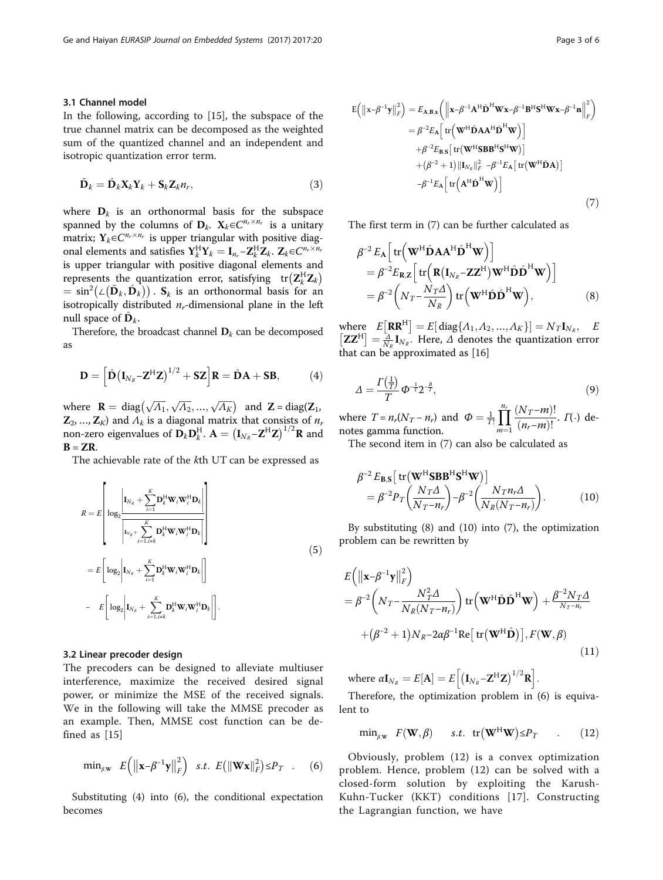### 3.1 Channel model

In the following, according to [15], the subspace of the true channel matrix can be decomposed as the weighted sum of the quantized channel and an independent and isotropic quantization error term.

$$\tilde{\mathbf{D}}_k = \hat{\mathbf{D}}_k \mathbf{X}_k \mathbf{Y}_k + \mathbf{S}_k \mathbf{Z}_k n_r, \tag{3}$$

where $\mathbf{D}_k$ is an orthonormal basis for the subspace spanned by the columns of $\mathbf{D}_k$. $\mathbf{X}_k \in C^{n_r \times n_r}$ is a unitary matrix; $\mathbf{Y}_k \in C^{n_r \times n_r}$ is upper triangular with positive diagonal elements and satisfies $\mathbf{Y}_k^{\mathrm{H}} \mathbf{Y}_k = \mathbf{I}_{n_r} - \mathbf{Z}_k^{\mathrm{H}} \mathbf{Z}_k$. $\mathbf{Z}_k \in C^{n_r \times n_r}$ is upper triangular with positive diagonal elements and represents the quantization error, satisfying $\mathrm{tr}\left(\mathbf{Z}_k^{\mathrm{H}} \mathbf{Z}_k\right) = \sin^2\left(\angle\left(\tilde{\mathbf{D}}_k, \hat{\mathbf{D}}_k\right)\right)$. $\mathbf{S}_k$ is an orthonormal basis for an isotropically distributed $n_r$-dimensional plane in the left null space of $\hat{\mathbf{D}}_k$.

Therefore, the broadcast channel $\mathbf{D}_k$ can be decomposed as

$$\mathbf{D} = \left[\hat{\mathbf{D}}\left(\mathbf{I}_{N_R} - \mathbf{Z}^{\mathrm{H}} \mathbf{Z}\right)^{1/2} + \mathbf{S}\mathbf{Z}\right]\mathbf{R} = \hat{\mathbf{D}}\mathbf{A} + \mathbf{S}\mathbf{B}, \tag{4}$$

where $\mathbf{R} = \mathrm{diag}\left(\sqrt{\Lambda_1}, \sqrt{\Lambda_2}, \ldots, \sqrt{\Lambda_K}\right)$ and $\mathbf{Z} = \mathrm{diag}(\mathbf{Z}_1, \mathbf{Z}_2, \ldots, \mathbf{Z}_K)$ and $\Lambda_k$ is a diagonal matrix that consists of $n_r$ non-zero eigenvalues of $\mathbf{D}_k \mathbf{D}_k^{\mathrm{H}}$. $\mathbf{A} = \left(\mathbf{I}_{N_R} - \mathbf{Z}^{\mathrm{H}} \mathbf{Z}\right)^{1/2} \mathbf{R}$ and $\mathbf{B} = \mathbf{Z}\mathbf{R}$.

The achievable rate of the $k$th UT can be expressed as

$$\begin{aligned} R &= E\left[\log_2 \frac{\left|\mathbf{I}_{N_R} + \sum_{i=1}^{K} \mathbf{D}_k^{\mathrm{H}} \mathbf{W}_i \mathbf{W}_i^{\mathrm{H}} \mathbf{D}_k\right|}{\left|\mathbf{I}_{N_R} + \sum_{i=1, i \neq k}^{K} \mathbf{D}_k^{\mathrm{H}} \mathbf{W}_i \mathbf{W}_i^{\mathrm{H}} \mathbf{D}_k\right|}\right] \\ &= E\left[\log_2 \left|\mathbf{I}_{N_R} + \sum_{i=1}^{K} \mathbf{D}_k^{\mathrm{H}} \mathbf{W}_i \mathbf{W}_i^{\mathrm{H}} \mathbf{D}_k\right|\right] \\ &\quad - E\left[\log_2 \left|\mathbf{I}_{N_R} + \sum_{i=1, i \neq k}^{K} \mathbf{D}_k^{\mathrm{H}} \mathbf{W}_i \mathbf{W}_i^{\mathrm{H}} \mathbf{D}_k\right|\right]. \end{aligned} \tag{5}$$

### 3.2 Linear precoder design

The precoders can be designed to alleviate multiuser interference, maximize the received desired signal power, or minimize the MSE of the received signals. We in the following will take the MMSE precoder as an example. Then, MMSE cost function can be defined as [15]

$$\min_{\beta, \mathbf{W}} \quad E\left(\left\|\mathbf{x} - \beta^{-1}\mathbf{y}\right\|_F^2\right) \quad s.t. \; E\left(\|\mathbf{W}\mathbf{x}\|_F^2\right) \leq P_T \quad . \tag{6}$$

Substituting (4) into (6), the conditional expectation becomes

$$\begin{aligned} E\left(\left\|\mathbf{x} - \beta^{-1}\mathbf{y}\right\|_F^2\right) &= E_{\mathbf{A},\mathbf{B},\mathbf{x}}\left(\left\|\mathbf{x} - \beta^{-1}\mathbf{A}^{\mathrm{H}} \hat{\mathbf{D}}^{\mathrm{H}} \mathbf{W}\mathbf{x} - \beta^{-1}\mathbf{B}^{\mathrm{H}} \mathbf{S}^{\mathrm{H}} \mathbf{W}\mathbf{x} - \beta^{-1}\mathbf{n}\right\|_F^2\right) \\ &= \beta^{-2} E_{\mathbf{A}}\left[\mathrm{tr}\left(\mathbf{W}^{\mathrm{H}} \hat{\mathbf{D}}\mathbf{A}\mathbf{A}^{\mathrm{H}} \hat{\mathbf{D}}^{\mathrm{H}} \mathbf{W}\right)\right] \\ &\quad + \beta^{-2} E_{\mathbf{B},\mathbf{S}}\left[\mathrm{tr}\left(\mathbf{W}^{\mathrm{H}} \mathbf{S}\mathbf{B}\mathbf{B}^{\mathrm{H}} \mathbf{S}^{\mathrm{H}} \mathbf{W}\right)\right] \\ &\quad + \left(\beta^{-2} + 1\right)\left\|\mathbf{I}_{N_R}\right\|_F^2 - \beta^{-1} E_{\mathbf{A}}\left[\mathrm{tr}\left(\mathbf{W}^{\mathrm{H}} \hat{\mathbf{D}}\mathbf{A}\right)\right] \\ &\quad - \beta^{-1} E_{\mathbf{A}}\left[\mathrm{tr}\left(\mathbf{A}^{\mathrm{H}} \hat{\mathbf{D}}^{\mathrm{H}} \mathbf{W}\right)\right] \end{aligned} \tag{7}$$

The first term in (7) can be further calculated as

$$\begin{aligned} &\beta^{-2} E_{\mathbf{A}}\left[\mathrm{tr}\left(\mathbf{W}^{\mathrm{H}} \hat{\mathbf{D}}\mathbf{A}\mathbf{A}^{\mathrm{H}} \hat{\mathbf{D}}^{\mathrm{H}} \mathbf{W}\right)\right] \\ &= \beta^{-2} E_{\mathbf{R},\mathbf{Z}}\left[\mathrm{tr}\left(\mathbf{R}\left(\mathbf{I}_{N_R} - \mathbf{Z}\mathbf{Z}^{\mathrm{H}}\right)\mathbf{W}^{\mathrm{H}} \hat{\mathbf{D}}\hat{\mathbf{D}}^{\mathrm{H}} \mathbf{W}\right)\right] \\ &= \beta^{-2}\left(N_T - \frac{N_T \Delta}{N_R}\right)\mathrm{tr}\left(\mathbf{W}^{\mathrm{H}} \hat{\mathbf{D}}\hat{\mathbf{D}}^{\mathrm{H}} \mathbf{W}\right), \end{aligned} \tag{8}$$

where $E\left[\mathbf{R}\mathbf{R}^{\mathrm{H}}\right] = E\left[\mathrm{diag}\{\Lambda_1, \Lambda_2, \ldots, \Lambda_K\}\right] = N_T \mathbf{I}_{N_R}$, $E\left[\mathbf{Z}\mathbf{Z}^{\mathrm{H}}\right] = \frac{\Delta}{N_R}\mathbf{I}_{N_R}$. Here, $\Delta$ denotes the quantization error that can be approximated as [16]

$$\Delta = \frac{\Gamma\left(\frac{1}{T}\right)}{T} \Phi^{-\frac{1}{T}} 2^{-\frac{B}{T}}, \tag{9}$$

where $T = n_r(N_T - n_r)$ and $\Phi = \frac{1}{T!}\prod_{m=1}^{n_r} \frac{(N_T - m)!}{(n_r - m)!}$. $\Gamma(\cdot)$ denotes gamma function.

The second item in (7) can also be calculated as

$$\begin{aligned} &\beta^{-2} E_{\mathbf{B},\mathbf{S}}\left[\mathrm{tr}\left(\mathbf{W}^{\mathrm{H}} \mathbf{S}\mathbf{B}\mathbf{B}^{\mathrm{H}} \mathbf{S}^{\mathrm{H}} \mathbf{W}\right)\right] \\ &= \beta^{-2} P_T\left(\frac{N_T \Delta}{N_T - n_r}\right) - \beta^{-2}\left(\frac{N_T n_r \Delta}{N_R (N_T - n_r)}\right). \end{aligned} \tag{10}$$

By substituting (8) and (10) into (7), the optimization problem can be rewritten by

$$\begin{aligned} &E\left(\left\|\mathbf{x} - \beta^{-1}\mathbf{y}\right\|_F^2\right) \\ &= \beta^{-2}\left(N_T - \frac{N_T^2 \Delta}{N_R (N_T - n_r)}\right)\mathrm{tr}\left(\mathbf{W}^{\mathrm{H}} \hat{\mathbf{D}}\hat{\mathbf{D}}^{\mathrm{H}} \mathbf{W}\right) + \frac{\beta^{-2} N_T \Delta}{N_T - n_r} \\ &\quad + \left(\beta^{-2} + 1\right)N_R - 2\alpha\beta^{-1}\mathrm{Re}\left[\mathrm{tr}\left(\mathbf{W}^{\mathrm{H}} \hat{\mathbf{D}}\right)\right], F(\mathbf{W}, \beta) \end{aligned} \tag{11}$$

where $\alpha \mathbf{I}_{N_R} = E[\mathbf{A}] = E\left[\left(\mathbf{I}_{N_R} - \mathbf{Z}^{\mathrm{H}} \mathbf{Z}\right)^{1/2} \mathbf{R}\right]$.

Therefore, the optimization problem in (6) is equivalent to

$$\min_{\beta, \mathbf{W}} \quad F(\mathbf{W}, \beta) \qquad s.t. \; \mathrm{tr}\left(\mathbf{W}^{\mathrm{H}} \mathbf{W}\right) \leq P_T \qquad . \tag{12}$$

Obviously, problem (12) is a convex optimization problem. Hence, problem (12) can be solved with a closed-form solution by exploiting the Karush-Kuhn-Tucker (KKT) conditions [17]. Constructing the Lagrangian function, we have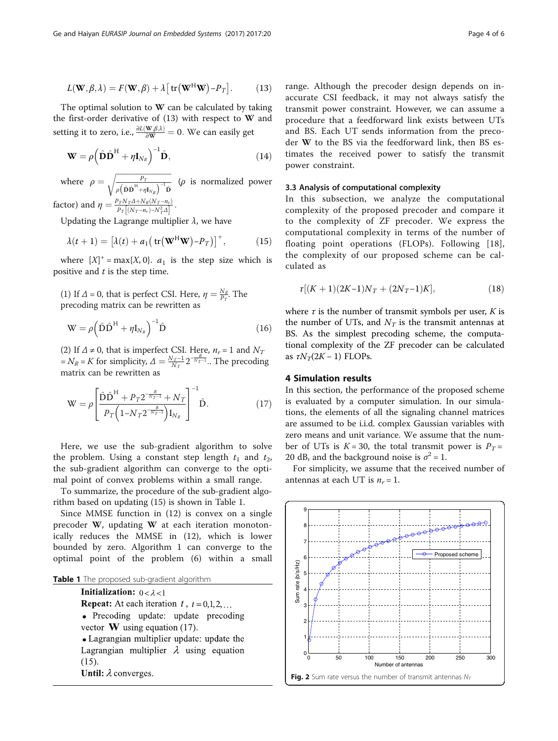$$L(\mathbf{W}, \beta, \lambda) = F(\mathbf{W}, \beta) + \lambda\left[\operatorname{tr}\left(\mathbf{W}^{\mathrm{H}}\mathbf{W}\right) - P_T\right]. \tag{13}$$

The optimal solution to $\mathbf{W}$ can be calculated by taking the first-order derivative of (13) with respect to $\mathbf{W}$ and setting it to zero, i.e., $\frac{\partial L(\mathbf{W},\beta,\lambda)}{\partial \mathbf{W}} = 0$. We can easily get

$$\mathbf{W} = \rho\left(\hat{\mathbf{D}}\hat{\mathbf{D}}^{\mathrm{H}} + \eta\mathbf{I}_{N_R}\right)^{-1}\hat{\mathbf{D}}, \tag{14}$$

where $\rho = \sqrt{\frac{P_T}{\rho\left(\hat{\mathbf{D}}\hat{\mathbf{D}}^{\mathrm{H}} + \eta\mathbf{I}_{N_R}\right)^{-1}\hat{\mathbf{D}}}}$ ($\rho$ is normalized power factor) and $\eta = \frac{P_T N_T \Delta + N_R(N_T - n_r)}{P_T\left[(N_T - n_r) - N_T^2\Delta\right]}$.

Updating the Lagrange multiplier $\lambda$, we have

$$\lambda(t+1) = \left[\lambda(t) + a_1\left(\operatorname{tr}\left(\mathbf{W}^{\mathrm{H}}\mathbf{W}\right) - P_T\right)\right]^{+}, \tag{15}$$

where $[X]^{+} = \max\{X, 0\}$. $a_1$ is the step size which is positive and $t$ is the step time.

(1) If $\Delta = 0$, that is perfect CSI. Here, $\eta = \frac{N_R}{P_T}$. The precoding matrix can be rewritten as

$$\mathrm{W} = \rho\left(\hat{\mathrm{D}}\hat{\mathrm{D}}^{\mathrm{H}} + \eta\mathrm{I}_{N_R}\right)^{-1}\hat{\mathrm{D}} \tag{16}$$

(2) If $\Delta \neq 0$, that is imperfect CSI. Here, $n_r = 1$ and $N_T = N_R = K$ for simplicity, $\Delta = \frac{N_T - 1}{N_T}2^{-\frac{B}{N_T - 1}}$.. The precoding matrix can be rewritten as

$$\mathrm{W} = \rho\left[\frac{\hat{\mathrm{D}}\hat{\mathrm{D}}^{\mathrm{H}} + P_T 2^{-\frac{B}{N_T - 1}} + N_T}{P_T\left(1 - N_T 2^{-\frac{B}{N_T - 1}}\right)\mathrm{I}_{N_R}}\right]^{-1}\hat{\mathrm{D}}. \tag{17}$$

Here, we use the sub-gradient algorithm to solve the problem. Using a constant step length $t_1$ and $t_2$, the sub-gradient algorithm can converge to the optimal point of convex problems within a small range.

To summarize, the procedure of the sub-gradient algorithm based on updating (15) is shown in Table 1.

Since MMSE function in (12) is convex on a single precoder $\mathbf{W}$, updating $\mathbf{W}$ at each iteration monotonically reduces the MMSE in (12), which is lower bounded by zero. Algorithm 1 can converge to the optimal point of the problem (6) within a small range. Although the precoder design depends on inaccurate CSI feedback, it may not always satisfy the transmit power constraint. However, we can assume a procedure that a feedforward link exists between UTs and BS. Each UT sends information from the precoder $\mathbf{W}$ to the BS via the feedforward link, then BS estimates the received power to satisfy the transmit power constraint.

**Table 1** The proposed sub-gradient algorithm

**Initialization:** $0 < \lambda < 1$

**Repeat:** At each iteration $t$, $t = 0, 1, 2, \ldots$

- Precoding update: update precoding vector $\mathbf{W}$ using equation (17).
- Lagrangian multiplier update: update the Lagrangian multiplier $\lambda$ using equation (15).

**Until:** $\lambda$ converges.

### 3.3 Analysis of computational complexity

In this subsection, we analyze the computational complexity of the proposed precoder and compare it to the complexity of ZF precoder. We express the computational complexity in terms of the number of floating point operations (FLOPs). Following [18], the complexity of our proposed scheme can be calculated as

$$\tau[(K+1)(2K-1)N_T + (2N_T - 1)K], \tag{18}$$

where $\tau$ is the number of transmit symbols per user, $K$ is the number of UTs, and $N_T$ is the transmit antennas at BS. As the simplest precoding scheme, the computational complexity of the ZF precoder can be calculated as $\tau N_T(2K - 1)$ FLOPs.

## 4 Simulation results

In this section, the performance of the proposed scheme is evaluated by a computer simulation. In our simulations, the elements of all the signaling channel matrices are assumed to be i.i.d. complex Gaussian variables with zero means and unit variance. We assume that the number of UTs is $K = 30$, the total transmit power is $P_T = 20$ dB, and the background noise is $\sigma^2 = 1$.

For simplicity, we assume that the received number of antennas at each UT is $n_r = 1$.

**Fig. 2** Sum rate versus the number of transmit antennas $N_T$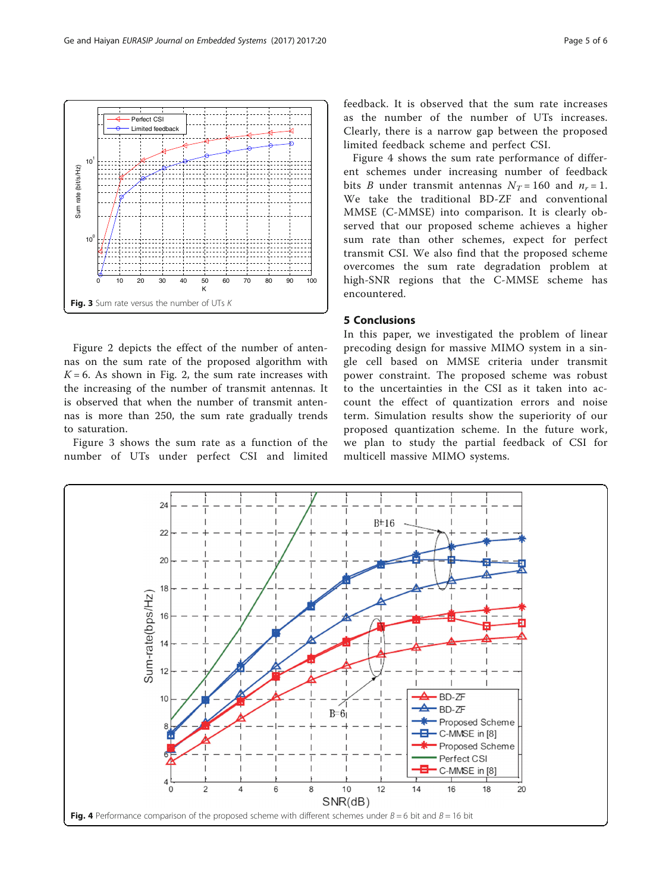Fig. 3 Sum rate versus the number of UTs $K$

Figure 2 depicts the effect of the number of antennas on the sum rate of the proposed algorithm with $K = 6$. As shown in Fig. 2, the sum rate increases with the increasing of the number of transmit antennas. It is observed that when the number of transmit antennas is more than 250, the sum rate gradually trends to saturation.

Figure 3 shows the sum rate as a function of the number of UTs under perfect CSI and limited feedback. It is observed that the sum rate increases as the number of the number of UTs increases. Clearly, there is a narrow gap between the proposed limited feedback scheme and perfect CSI.

Figure 4 shows the sum rate performance of different schemes under increasing number of feedback bits $B$ under transmit antennas $N_T = 160$ and $n_r = 1$. We take the traditional BD-ZF and conventional MMSE (C-MMSE) into comparison. It is clearly observed that our proposed scheme achieves a higher sum rate than other schemes, expect for perfect transmit CSI. We also find that the proposed scheme overcomes the sum rate degradation problem at high-SNR regions that the C-MMSE scheme has encountered.

## 5 Conclusions

In this paper, we investigated the problem of linear precoding design for massive MIMO system in a single cell based on MMSE criteria under transmit power constraint. The proposed scheme was robust to the uncertainties in the CSI as it taken into account the effect of quantization errors and noise term. Simulation results show the superiority of our proposed quantization scheme. In the future work, we plan to study the partial feedback of CSI for multicell massive MIMO systems.

Fig. 4 Performance comparison of the proposed scheme with different schemes under $B = 6$ bit and $B = 16$ bit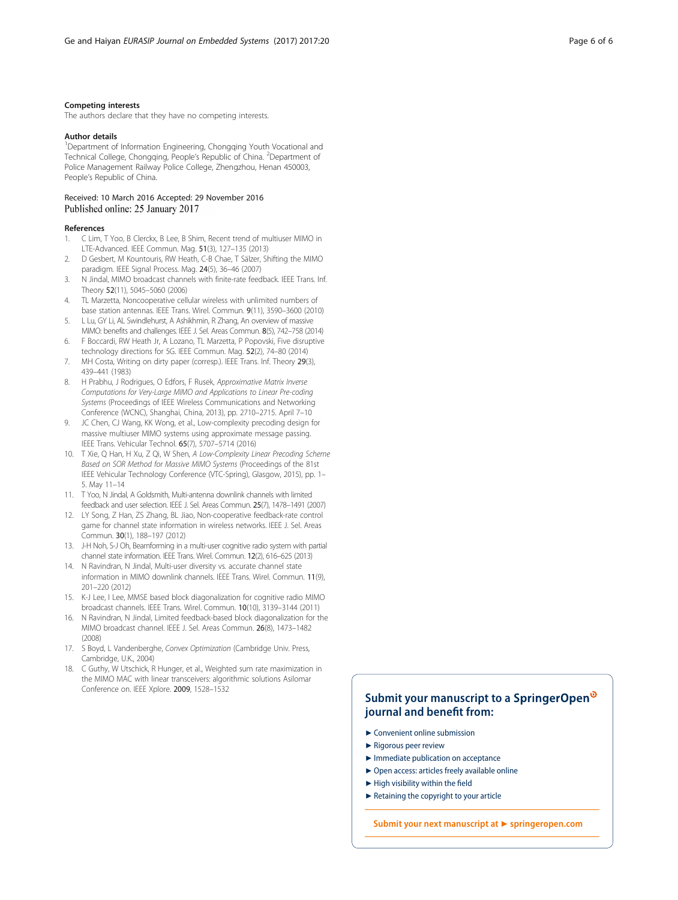#### Competing interests

The authors declare that they have no competing interests.

#### Author details

[1]Department of Information Engineering, Chongqing Youth Vocational and Technical College, Chongqing, People's Republic of China. [2]Department of Police Management Railway Police College, Zhengzhou, Henan 450003, People's Republic of China.

Received: 10 March 2016 Accepted: 29 November 2016
Published online: 25 January 2017

#### References

1. C Lim, T Yoo, B Clerckx, B Lee, B Shim, Recent trend of multiuser MIMO in LTE-Advanced. IEEE Commun. Mag. **51**(3), 127–135 (2013)
2. D Gesbert, M Kountouris, RW Heath, C-B Chae, T Sälzer, Shifting the MIMO paradigm. IEEE Signal Process. Mag. **24**(5), 36–46 (2007)
3. N Jindal, MIMO broadcast channels with finite-rate feedback. IEEE Trans. Inf. Theory **52**(11), 5045–5060 (2006)
4. TL Marzetta, Noncooperative cellular wireless with unlimited numbers of base station antennas. IEEE Trans. Wirel. Commun. **9**(11), 3590–3600 (2010)
5. L Lu, GY Li, AL Swindlehurst, A Ashikhmin, R Zhang, An overview of massive MIMO: benefits and challenges. IEEE J. Sel. Areas Commun. **8**(5), 742–758 (2014)
6. F Boccardi, RW Heath Jr, A Lozano, TL Marzetta, P Popovski, Five disruptive technology directions for 5G. IEEE Commun. Mag. **52**(2), 74–80 (2014)
7. MH Costa, Writing on dirty paper (corresp.). IEEE Trans. Inf. Theory **29**(3), 439–441 (1983)
8. H Prabhu, J Rodrigues, O Edfors, F Rusek, *Approximative Matrix Inverse Computations for Very-Large MIMO and Applications to Linear Pre-coding Systems* (Proceedings of IEEE Wireless Communications and Networking Conference (WCNC), Shanghai, China, 2013), pp. 2710–2715. April 7–10
9. JC Chen, CJ Wang, KK Wong, et al., Low-complexity precoding design for massive multiuser MIMO systems using approximate message passing. IEEE Trans. Vehicular Technol. **65**(7), 5707–5714 (2016)
10. T Xie, Q Han, H Xu, Z Qi, W Shen, *A Low-Complexity Linear Precoding Scheme Based on SOR Method for Massive MIMO Systems* (Proceedings of the 81st IEEE Vehicular Technology Conference (VTC-Spring), Glasgow, 2015), pp. 1–5. May 11–14
11. T Yoo, N Jindal, A Goldsmith, Multi-antenna downlink channels with limited feedback and user selection. IEEE J. Sel. Areas Commun. **25**(7), 1478–1491 (2007)
12. LY Song, Z Han, ZS Zhang, BL Jiao, Non-cooperative feedback-rate control game for channel state information in wireless networks. IEEE J. Sel. Areas Commun. **30**(1), 188–197 (2012)
13. J-H Noh, S-J Oh, Beamforming in a multi-user cognitive radio system with partial channel state information. IEEE Trans. Wirel. Commun. **12**(2), 616–625 (2013)
14. N Ravindran, N Jindal, Multi-user diversity vs. accurate channel state information in MIMO downlink channels. IEEE Trans. Wirel. Commun. **11**(9), 201–220 (2012)
15. K-J Lee, I Lee, MMSE based block diagonalization for cognitive radio MIMO broadcast channels. IEEE Trans. Wirel. Commun. **10**(10), 3139–3144 (2011)
16. N Ravindran, N Jindal, Limited feedback-based block diagonalization for the MIMO broadcast channel. IEEE J. Sel. Areas Commun. **26**(8), 1473–1482 (2008)
17. S Boyd, L Vandenberghe, *Convex Optimization* (Cambridge Univ. Press, Cambridge, U.K., 2004)
18. C Guthy, W Utschick, R Hunger, et al., Weighted sum rate maximization in the MIMO MAC with linear transceivers: algorithmic solutions Asilomar Conference on. IEEE Xplore. **2009**, 1528–1532